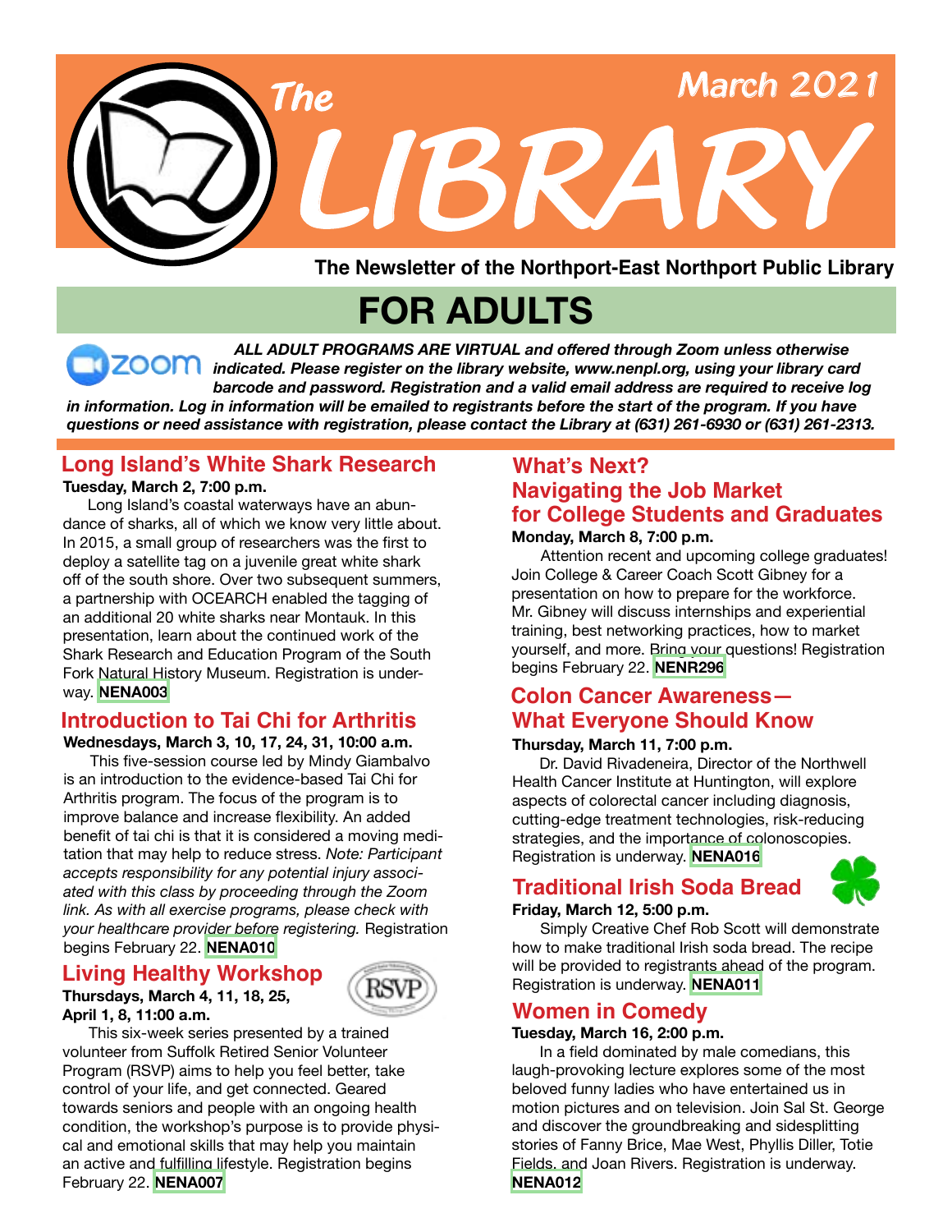# The LIBRARY

March 2021

**The Newsletter of the Northport-East Northport Public Library**

## FOR ADULTS

***ALL ADULT PROGRAMS ARE VIRTUAL and offered through Zoom unless otherwise indicated. Please register on the library website, www.nenpl.org, using your library card barcode and password. Registration and a valid email address are required to receive log in information. Log in information will be emailed to registrants before the start of the program. If you have questions or need assistance with registration, please contact the Library at (631) 261-6930 or (631) 261-2313.***

### Long Island's White Shark Research

**Tuesday, March 2, 7:00 p.m.**

Long Island's coastal waterways have an abundance of sharks, all of which we know very little about. In 2015, a small group of researchers was the first to deploy a satellite tag on a juvenile great white shark off of the south shore. Over two subsequent summers, a partnership with OCEARCH enabled the tagging of an additional 20 white sharks near Montauk. In this presentation, learn about the continued work of the Shark Research and Education Program of the South Fork Natural History Museum. Registration is underway. **NENA003**

### Introduction to Tai Chi for Arthritis

**Wednesdays, March 3, 10, 17, 24, 31, 10:00 a.m.**

This five-session course led by Mindy Giambalvo is an introduction to the evidence-based Tai Chi for Arthritis program. The focus of the program is to improve balance and increase flexibility. An added benefit of tai chi is that it is considered a moving meditation that may help to reduce stress. *Note: Participant accepts responsibility for any potential injury associated with this class by proceeding through the Zoom link. As with all exercise programs, please check with your healthcare provider before registering.* Registration begins February 22. **NENA010**

### Living Healthy Workshop

**Thursdays, March 4, 11, 18, 25, April 1, 8, 11:00 a.m.**

This six-week series presented by a trained volunteer from Suffolk Retired Senior Volunteer Program (RSVP) aims to help you feel better, take control of your life, and get connected. Geared towards seniors and people with an ongoing health condition, the workshop's purpose is to provide physical and emotional skills that may help you maintain an active and fulfilling lifestyle. Registration begins February 22. **NENA007**

### What's Next? Navigating the Job Market for College Students and Graduates

**Monday, March 8, 7:00 p.m.**

Attention recent and upcoming college graduates! Join College & Career Coach Scott Gibney for a presentation on how to prepare for the workforce. Mr. Gibney will discuss internships and experiential training, best networking practices, how to market yourself, and more. Bring your questions! Registration begins February 22. **NENR296**

### Colon Cancer Awareness— What Everyone Should Know

**Thursday, March 11, 7:00 p.m.**

Dr. David Rivadeneira, Director of the Northwell Health Cancer Institute at Huntington, will explore aspects of colorectal cancer including diagnosis, cutting-edge treatment technologies, risk-reducing strategies, and the importance of colonoscopies. Registration is underway. **NENA016**

### Traditional Irish Soda Bread

**Friday, March 12, 5:00 p.m.**

Simply Creative Chef Rob Scott will demonstrate how to make traditional Irish soda bread. The recipe will be provided to registrants ahead of the program. Registration is underway. **NENA011**

### Women in Comedy

**Tuesday, March 16, 2:00 p.m.**

In a field dominated by male comedians, this laugh-provoking lecture explores some of the most beloved funny ladies who have entertained us in motion pictures and on television. Join Sal St. George and discover the groundbreaking and sidesplitting stories of Fanny Brice, Mae West, Phyllis Diller, Totie Fields, and Joan Rivers. Registration is underway. **NENA012**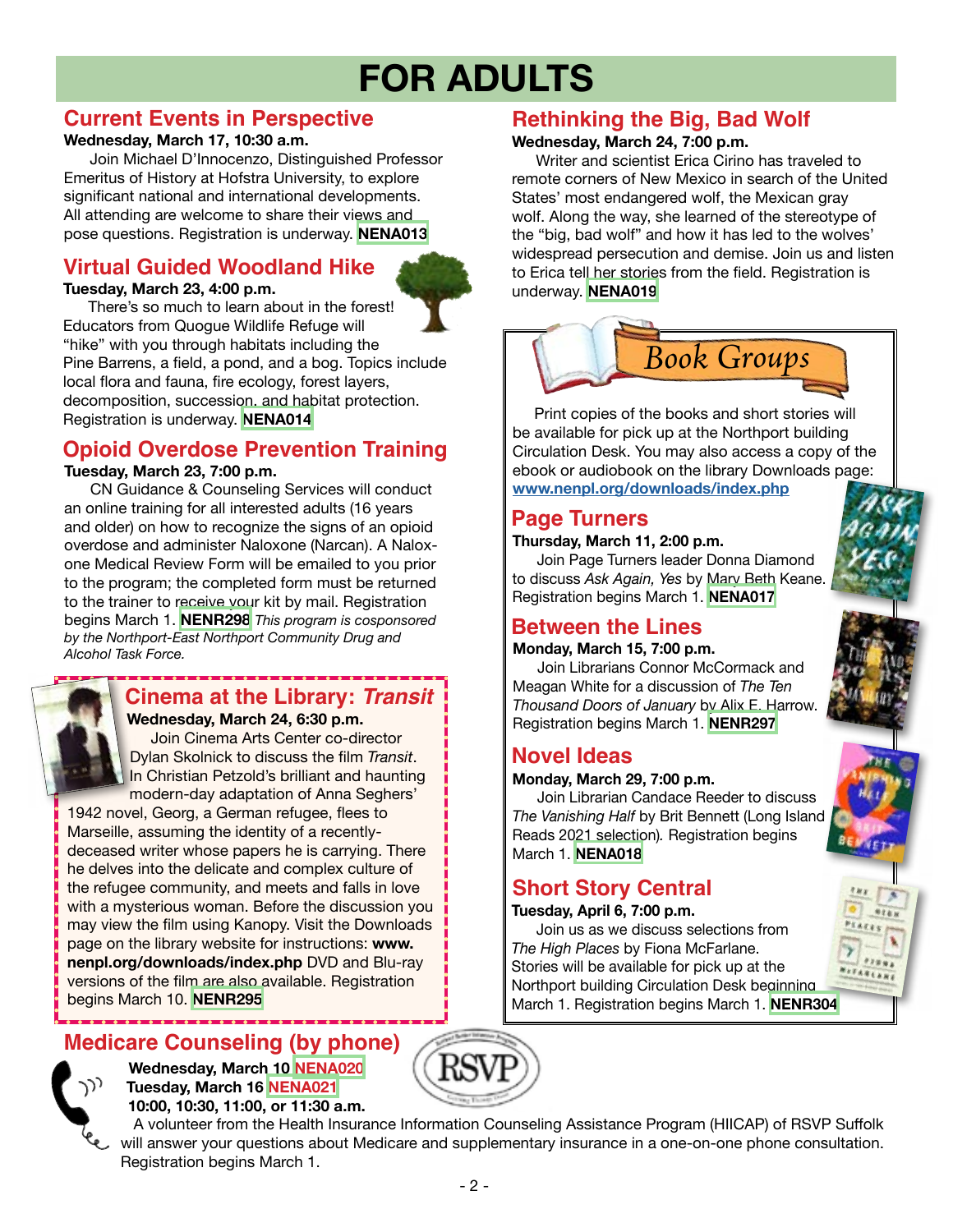# FOR ADULTS

## Current Events in Perspective

**Wednesday, March 17, 10:30 a.m.**

Join Michael D'Innocenzo, Distinguished Professor Emeritus of History at Hofstra University, to explore significant national and international developments. All attending are welcome to share their views and pose questions. Registration is underway. **NENA013**

## Virtual Guided Woodland Hike

**Tuesday, March 23, 4:00 p.m.**

There's so much to learn about in the forest! Educators from Quogue Wildlife Refuge will "hike" with you through habitats including the Pine Barrens, a field, a pond, and a bog. Topics include local flora and fauna, fire ecology, forest layers, decomposition, succession, and habitat protection. Registration is underway. **NENA014**

## Opioid Overdose Prevention Training

**Tuesday, March 23, 7:00 p.m.**

CN Guidance & Counseling Services will conduct an online training for all interested adults (16 years and older) on how to recognize the signs of an opioid overdose and administer Naloxone (Narcan). A Naloxone Medical Review Form will be emailed to you prior to the program; the completed form must be returned to the trainer to receive your kit by mail. Registration begins March 1. **NENR298** *This program is cosponsored by the Northport-East Northport Community Drug and Alcohol Task Force.*

## Cinema at the Library: *Transit*

**Wednesday, March 24, 6:30 p.m.**

Join Cinema Arts Center co-director Dylan Skolnick to discuss the film *Transit*. In Christian Petzold's brilliant and haunting modern-day adaptation of Anna Seghers' 1942 novel, Georg, a German refugee, flees to Marseille, assuming the identity of a recently-deceased writer whose papers he is carrying. There he delves into the delicate and complex culture of the refugee community, and meets and falls in love with a mysterious woman. Before the discussion you may view the film using Kanopy. Visit the Downloads page on the library website for instructions: **www.nenpl.org/downloads/index.php** DVD and Blu-ray versions of the film are also available. Registration begins March 10. **NENR295**

## Medicare Counseling (by phone)

**Wednesday, March 10 NENA020**
**Tuesday, March 16 NENA021**
**10:00, 10:30, 11:00, or 11:30 a.m.**

A volunteer from the Health Insurance Information Counseling Assistance Program (HIICAP) of RSVP Suffolk will answer your questions about Medicare and supplementary insurance in a one-on-one phone consultation. Registration begins March 1.

## Rethinking the Big, Bad Wolf

**Wednesday, March 24, 7:00 p.m.**

Writer and scientist Erica Cirino has traveled to remote corners of New Mexico in search of the United States' most endangered wolf, the Mexican gray wolf. Along the way, she learned of the stereotype of the "big, bad wolf" and how it has led to the wolves' widespread persecution and demise. Join us and listen to Erica tell her stories from the field. Registration is underway. **NENA019**

## Book Groups

Print copies of the books and short stories will be available for pick up at the Northport building Circulation Desk. You may also access a copy of the ebook or audiobook on the library Downloads page: www.nenpl.org/downloads/index.php

### Page Turners

**Thursday, March 11, 2:00 p.m.**

Join Page Turners leader Donna Diamond to discuss *Ask Again, Yes* by Mary Beth Keane. Registration begins March 1. **NENA017**

### Between the Lines

**Monday, March 15, 7:00 p.m.**

Join Librarians Connor McCormack and Meagan White for a discussion of *The Ten Thousand Doors of January* by Alix E. Harrow. Registration begins March 1. **NENR297**

### Novel Ideas

**Monday, March 29, 7:00 p.m.**

Join Librarian Candace Reeder to discuss *The Vanishing Half* by Brit Bennett (Long Island Reads 2021 selection). Registration begins March 1. **NENA018**

### Short Story Central

**Tuesday, April 6, 7:00 p.m.**

Join us as we discuss selections from *The High Places* by Fiona McFarlane. Stories will be available for pick up at the Northport building Circulation Desk beginning March 1. Registration begins March 1. **NENR304**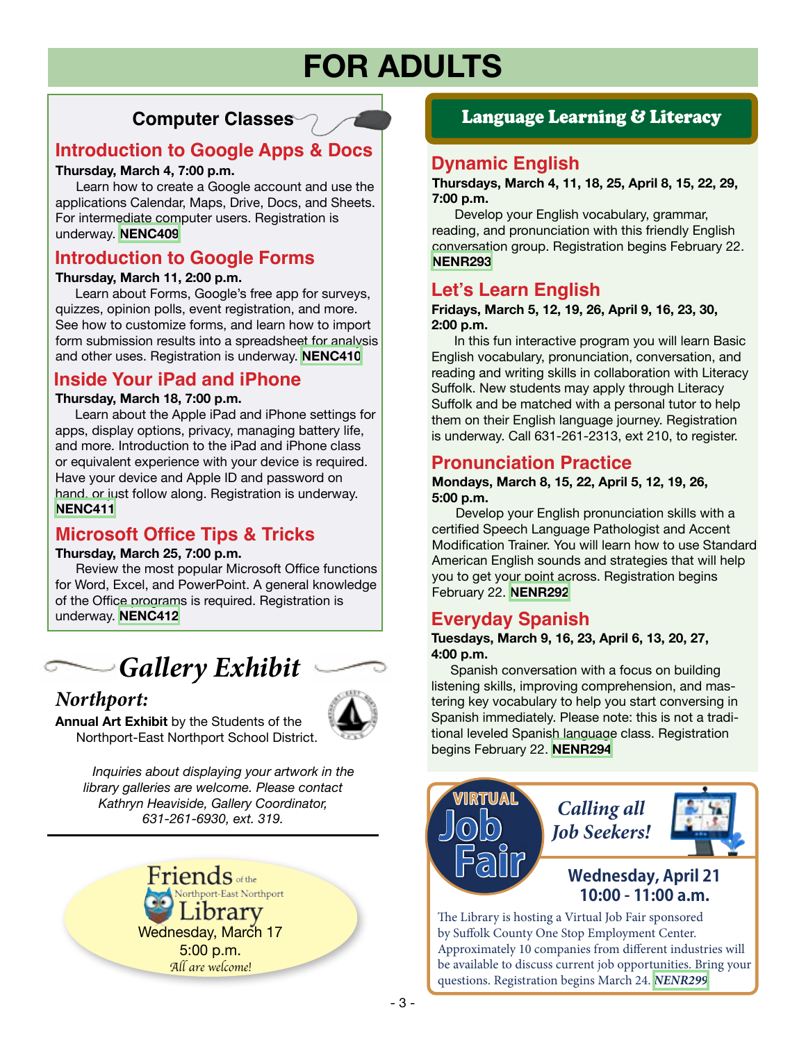# FOR ADULTS

## Computer Classes

### Introduction to Google Apps & Docs

**Thursday, March 4, 7:00 p.m.**

Learn how to create a Google account and use the applications Calendar, Maps, Drive, Docs, and Sheets. For intermediate computer users. Registration is underway. **NENC409**

### Introduction to Google Forms

**Thursday, March 11, 2:00 p.m.**

Learn about Forms, Google's free app for surveys, quizzes, opinion polls, event registration, and more. See how to customize forms, and learn how to import form submission results into a spreadsheet for analysis and other uses. Registration is underway. **NENC410**

### Inside Your iPad and iPhone

**Thursday, March 18, 7:00 p.m.**

Learn about the Apple iPad and iPhone settings for apps, display options, privacy, managing battery life, and more. Introduction to the iPad and iPhone class or equivalent experience with your device is required. Have your device and Apple ID and password on hand, or just follow along. Registration is underway. **NENC411**

### Microsoft Office Tips & Tricks

**Thursday, March 25, 7:00 p.m.**

Review the most popular Microsoft Office functions for Word, Excel, and PowerPoint. A general knowledge of the Office programs is required. Registration is underway. **NENC412**

## *Gallery Exhibit*

***Northport:***

**Annual Art Exhibit** by the Students of the Northport-East Northport School District.

*Inquiries about displaying your artwork in the library galleries are welcome. Please contact Kathryn Heaviside, Gallery Coordinator, 631-261-6930, ext. 319.*

**Friends of the Northport-East Northport Library**

Wednesday, March 17
5:00 p.m.
*All are welcome!*

## Language Learning & Literacy

### Dynamic English

**Thursdays, March 4, 11, 18, 25, April 8, 15, 22, 29, 7:00 p.m.**

Develop your English vocabulary, grammar, reading, and pronunciation with this friendly English conversation group. Registration begins February 22. **NENR293**

### Let's Learn English

**Fridays, March 5, 12, 19, 26, April 9, 16, 23, 30, 2:00 p.m.**

In this fun interactive program you will learn Basic English vocabulary, pronunciation, conversation, and reading and writing skills in collaboration with Literacy Suffolk. New students may apply through Literacy Suffolk and be matched with a personal tutor to help them on their English language journey. Registration is underway. Call 631-261-2313, ext 210, to register.

### Pronunciation Practice

**Mondays, March 8, 15, 22, April 5, 12, 19, 26, 5:00 p.m.**

Develop your English pronunciation skills with a certified Speech Language Pathologist and Accent Modification Trainer. You will learn how to use Standard American English sounds and strategies that will help you to get your point across. Registration begins February 22. **NENR292**

### Everyday Spanish

**Tuesdays, March 9, 16, 23, April 6, 13, 20, 27, 4:00 p.m.**

Spanish conversation with a focus on building listening skills, improving comprehension, and mastering key vocabulary to help you start conversing in Spanish immediately. Please note: this is not a traditional leveled Spanish language class. Registration begins February 22. **NENR294**

## Virtual Job Fair

***Calling all Job Seekers!***

**Wednesday, April 21**
**10:00 - 11:00 a.m.**

The Library is hosting a Virtual Job Fair sponsored by Suffolk County One Stop Employment Center. Approximately 10 companies from different industries will be available to discuss current job opportunities. Bring your questions. Registration begins March 24. ***NENR299***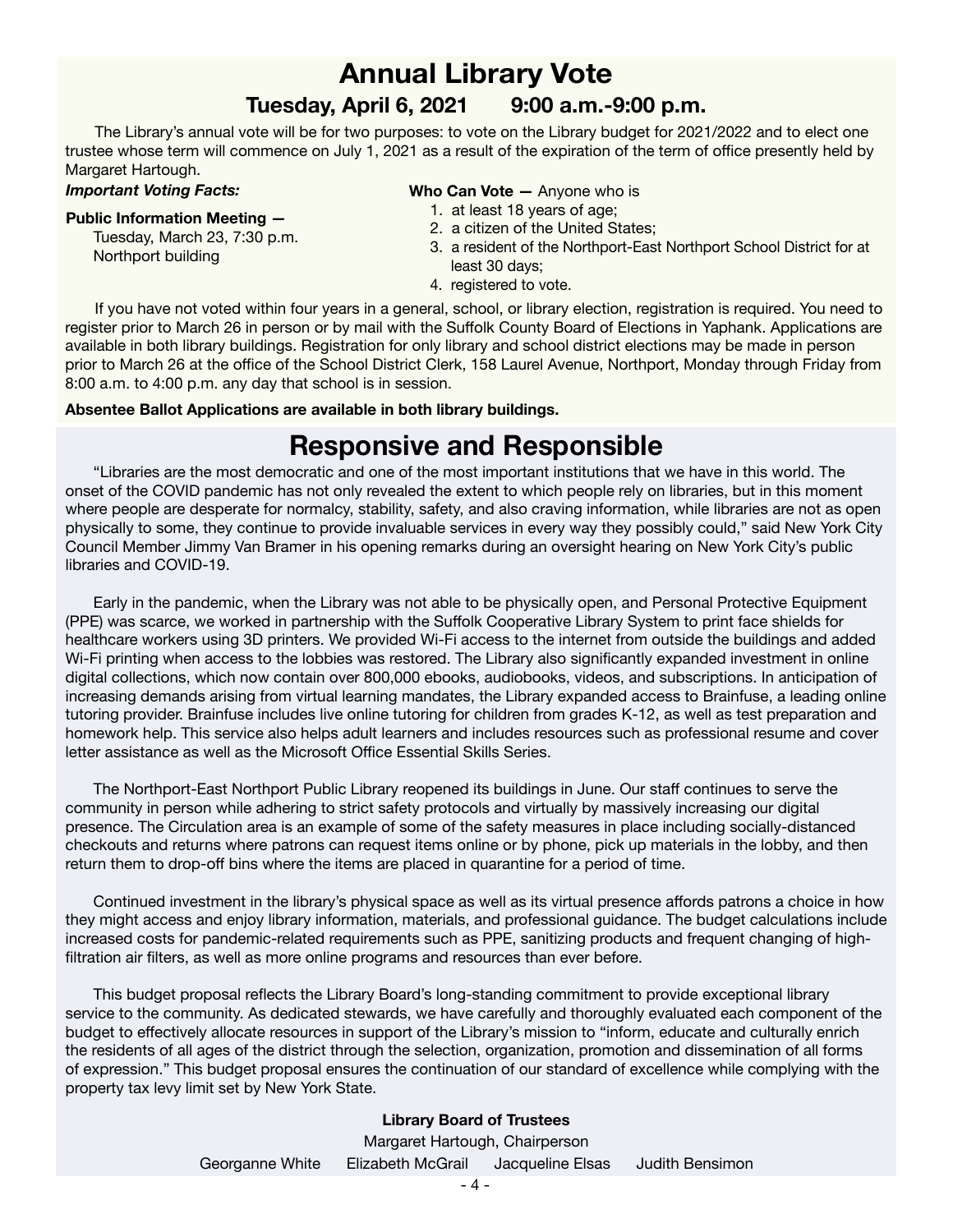# Annual Library Vote

## Tuesday, April 6, 2021 9:00 a.m.-9:00 p.m.

The Library's annual vote will be for two purposes: to vote on the Library budget for 2021/2022 and to elect one trustee whose term will commence on July 1, 2021 as a result of the expiration of the term of office presently held by Margaret Hartough.

***Important Voting Facts:***

**Public Information Meeting —**
Tuesday, March 23, 7:30 p.m.
Northport building

**Who Can Vote —** Anyone who is

1. at least 18 years of age;
2. a citizen of the United States;
3. a resident of the Northport-East Northport School District for at least 30 days;
4. registered to vote.

If you have not voted within four years in a general, school, or library election, registration is required. You need to register prior to March 26 in person or by mail with the Suffolk County Board of Elections in Yaphank. Applications are available in both library buildings. Registration for only library and school district elections may be made in person prior to March 26 at the office of the School District Clerk, 158 Laurel Avenue, Northport, Monday through Friday from 8:00 a.m. to 4:00 p.m. any day that school is in session.

**Absentee Ballot Applications are available in both library buildings.**

# Responsive and Responsible

"Libraries are the most democratic and one of the most important institutions that we have in this world. The onset of the COVID pandemic has not only revealed the extent to which people rely on libraries, but in this moment where people are desperate for normalcy, stability, safety, and also craving information, while libraries are not as open physically to some, they continue to provide invaluable services in every way they possibly could," said New York City Council Member Jimmy Van Bramer in his opening remarks during an oversight hearing on New York City's public libraries and COVID-19.

Early in the pandemic, when the Library was not able to be physically open, and Personal Protective Equipment (PPE) was scarce, we worked in partnership with the Suffolk Cooperative Library System to print face shields for healthcare workers using 3D printers. We provided Wi-Fi access to the internet from outside the buildings and added Wi-Fi printing when access to the lobbies was restored. The Library also significantly expanded investment in online digital collections, which now contain over 800,000 ebooks, audiobooks, videos, and subscriptions. In anticipation of increasing demands arising from virtual learning mandates, the Library expanded access to Brainfuse, a leading online tutoring provider. Brainfuse includes live online tutoring for children from grades K-12, as well as test preparation and homework help. This service also helps adult learners and includes resources such as professional resume and cover letter assistance as well as the Microsoft Office Essential Skills Series.

The Northport-East Northport Public Library reopened its buildings in June. Our staff continues to serve the community in person while adhering to strict safety protocols and virtually by massively increasing our digital presence. The Circulation area is an example of some of the safety measures in place including socially-distanced checkouts and returns where patrons can request items online or by phone, pick up materials in the lobby, and then return them to drop-off bins where the items are placed in quarantine for a period of time.

Continued investment in the library's physical space as well as its virtual presence affords patrons a choice in how they might access and enjoy library information, materials, and professional guidance. The budget calculations include increased costs for pandemic-related requirements such as PPE, sanitizing products and frequent changing of high-filtration air filters, as well as more online programs and resources than ever before.

This budget proposal reflects the Library Board's long-standing commitment to provide exceptional library service to the community. As dedicated stewards, we have carefully and thoroughly evaluated each component of the budget to effectively allocate resources in support of the Library's mission to "inform, educate and culturally enrich the residents of all ages of the district through the selection, organization, promotion and dissemination of all forms of expression." This budget proposal ensures the continuation of our standard of excellence while complying with the property tax levy limit set by New York State.

**Library Board of Trustees**

Margaret Hartough, Chairperson

Georganne White   Elizabeth McGrail   Jacqueline Elsas   Judith Bensimon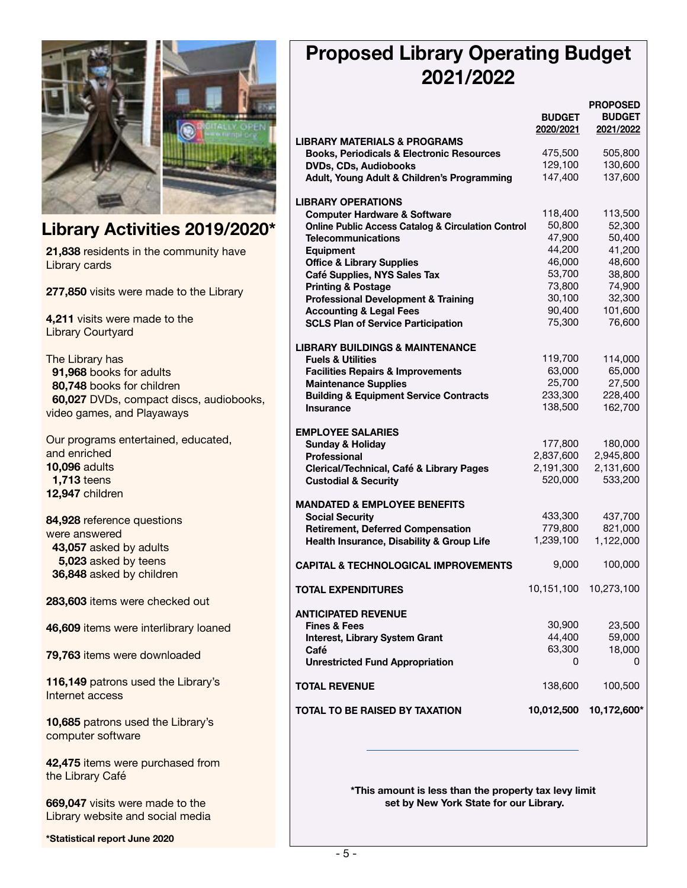## Library Activities 2019/2020*

**21,838** residents in the community have Library cards

**277,850** visits were made to the Library

**4,211** visits were made to the Library Courtyard

The Library has
- **91,968** books for adults
- **80,748** books for children
- **60,027** DVDs, compact discs, audiobooks, video games, and Playaways

Our programs entertained, educated, and enriched
- **10,096** adults
- **1,713** teens
- **12,947** children

**84,928** reference questions were answered
- **43,057** asked by adults
- **5,023** asked by teens
- **36,848** asked by children

**283,603** items were checked out

**46,609** items were interlibrary loaned

**79,763** items were downloaded

**116,149** patrons used the Library's Internet access

**10,685** patrons used the Library's computer software

**42,475** items were purchased from the Library Café

**669,047** visits were made to the Library website and social media

**\*Statistical report June 2020**

# Proposed Library Operating Budget 2021/2022

| | BUDGET 2020/2021 | PROPOSED BUDGET 2021/2022 |
|---|---|---|
| **LIBRARY MATERIALS & PROGRAMS** | | |
| **Books, Periodicals & Electronic Resources** | 475,500 | 505,800 |
| **DVDs, CDs, Audiobooks** | 129,100 | 130,600 |
| **Adult, Young Adult & Children's Programming** | 147,400 | 137,600 |
| **LIBRARY OPERATIONS** | | |
| **Computer Hardware & Software** | 118,400 | 113,500 |
| **Online Public Access Catalog & Circulation Control** | 50,800 | 52,300 |
| **Telecommunications** | 47,900 | 50,400 |
| **Equipment** | 44,200 | 41,200 |
| **Office & Library Supplies** | 46,000 | 48,600 |
| **Café Supplies, NYS Sales Tax** | 53,700 | 38,800 |
| **Printing & Postage** | 73,800 | 74,900 |
| **Professional Development & Training** | 30,100 | 32,300 |
| **Accounting & Legal Fees** | 90,400 | 101,600 |
| **SCLS Plan of Service Participation** | 75,300 | 76,600 |
| **LIBRARY BUILDINGS & MAINTENANCE** | | |
| **Fuels & Utilities** | 119,700 | 114,000 |
| **Facilities Repairs & Improvements** | 63,000 | 65,000 |
| **Maintenance Supplies** | 25,700 | 27,500 |
| **Building & Equipment Service Contracts** | 233,300 | 228,400 |
| **Insurance** | 138,500 | 162,700 |
| **EMPLOYEE SALARIES** | | |
| **Sunday & Holiday** | 177,800 | 180,000 |
| **Professional** | 2,837,600 | 2,945,800 |
| **Clerical/Technical, Café & Library Pages** | 2,191,300 | 2,131,600 |
| **Custodial & Security** | 520,000 | 533,200 |
| **MANDATED & EMPLOYEE BENEFITS** | | |
| **Social Security** | 433,300 | 437,700 |
| **Retirement, Deferred Compensation** | 779,800 | 821,000 |
| **Health Insurance, Disability & Group Life** | 1,239,100 | 1,122,000 |
| **CAPITAL & TECHNOLOGICAL IMPROVEMENTS** | 9,000 | 100,000 |
| **TOTAL EXPENDITURES** | 10,151,100 | 10,273,100 |
| **ANTICIPATED REVENUE** | | |
| **Fines & Fees** | 30,900 | 23,500 |
| **Interest, Library System Grant** | 44,400 | 59,000 |
| **Café** | 63,300 | 18,000 |
| **Unrestricted Fund Appropriation** | 0 | 0 |
| **TOTAL REVENUE** | 138,600 | 100,500 |
| **TOTAL TO BE RAISED BY TAXATION** | **10,012,500** | **10,172,600*** |

**\*This amount is less than the property tax levy limit set by New York State for our Library.**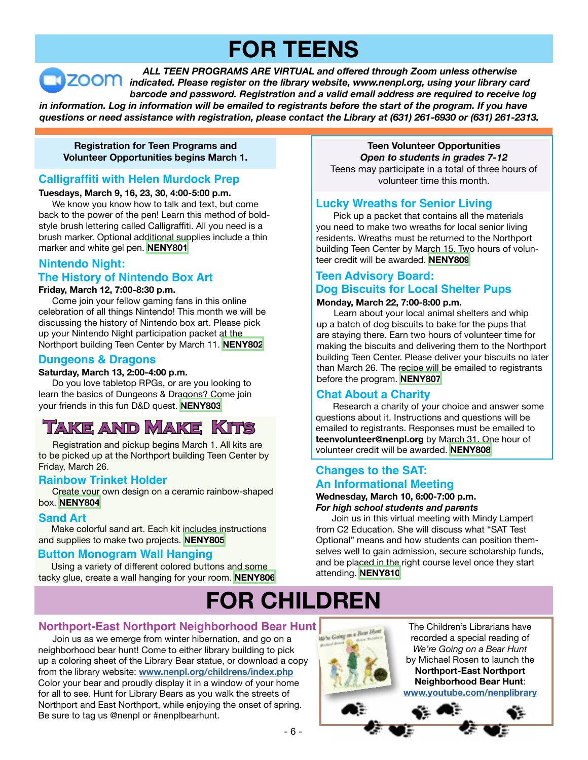# FOR TEENS

*ALL TEEN PROGRAMS ARE VIRTUAL and offered through Zoom unless otherwise indicated. Please register on the library website, www.nenpl.org, using your library card barcode and password. Registration and a valid email address are required to receive log in information. Log in information will be emailed to registrants before the start of the program. If you have questions or need assistance with registration, please contact the Library at (631) 261-6930 or (631) 261-2313.*

**Registration for Teen Programs and Volunteer Opportunities begins March 1.**

## Calligraffiti with Helen Murdock Prep

**Tuesdays, March 9, 16, 23, 30, 4:00-5:00 p.m.**

We know you know how to talk and text, but come back to the power of the pen! Learn this method of bold-style brush lettering called Calligraffiti. All you need is a brush marker. Optional additional supplies include a thin marker and white gel pen. **NENY801**

## Nintendo Night: The History of Nintendo Box Art

**Friday, March 12, 7:00-8:30 p.m.**

Come join your fellow gaming fans in this online celebration of all things Nintendo! This month we will be discussing the history of Nintendo box art. Please pick up your Nintendo Night participation packet at the Northport building Teen Center by March 11. **NENY802**

## Dungeons & Dragons

**Saturday, March 13, 2:00-4:00 p.m.**

Do you love tabletop RPGs, or are you looking to learn the basics of Dungeons & Dragons? Come join your friends in this fun D&D quest. **NENY803**

## Take and Make Kits

Registration and pickup begins March 1. All kits are to be picked up at the Northport building Teen Center by Friday, March 26.

### Rainbow Trinket Holder

Create your own design on a ceramic rainbow-shaped box. **NENY804**

### Sand Art

Make colorful sand art. Each kit includes instructions and supplies to make two projects. **NENY805**

### Button Monogram Wall Hanging

Using a variety of different colored buttons and some tacky glue, create a wall hanging for your room. **NENY806**

**Teen Volunteer Opportunities**
***Open to students in grades 7-12***
Teens may participate in a total of three hours of volunteer time this month.

## Lucky Wreaths for Senior Living

Pick up a packet that contains all the materials you need to make two wreaths for local senior living residents. Wreaths must be returned to the Northport building Teen Center by March 15. Two hours of volunteer credit will be awarded. **NENY809**

## Teen Advisory Board: Dog Biscuits for Local Shelter Pups

**Monday, March 22, 7:00-8:00 p.m.**

Learn about your local animal shelters and whip up a batch of dog biscuits to bake for the pups that are staying there. Earn two hours of volunteer time for making the biscuits and delivering them to the Northport building Teen Center. Please deliver your biscuits no later than March 26. The recipe will be emailed to registrants before the program. **NENY807**

## Chat About a Charity

Research a charity of your choice and answer some questions about it. Instructions and questions will be emailed to registrants. Responses must be emailed to **teenvolunteer@nenpl.org** by March 31. One hour of volunteer credit will be awarded. **NENY808**

## Changes to the SAT: An Informational Meeting

**Wednesday, March 10, 6:00-7:00 p.m.**
***For high school students and parents***

Join us in this virtual meeting with Mindy Lampert from C2 Education. She will discuss what "SAT Test Optional" means and how students can position themselves well to gain admission, secure scholarship funds, and be placed in the right course level once they start attending. **NENY810**

# FOR CHILDREN

## Northport-East Northport Neighborhood Bear Hunt

Join us as we emerge from winter hibernation, and go on a neighborhood bear hunt! Come to either library building to pick up a coloring sheet of the Library Bear statue, or download a copy from the library website: www.nenpl.org/childrens/index.php Color your bear and proudly display it in a window of your home for all to see. Hunt for Library Bears as you walk the streets of Northport and East Northport, while enjoying the onset of spring. Be sure to tag us @nenpl or #nenplbearhunt.

The Children's Librarians have recorded a special reading of *We're Going on a Bear Hunt* by Michael Rosen to launch the **Northport-East Northport Neighborhood Bear Hunt**: www.youtube.com/nenplibrary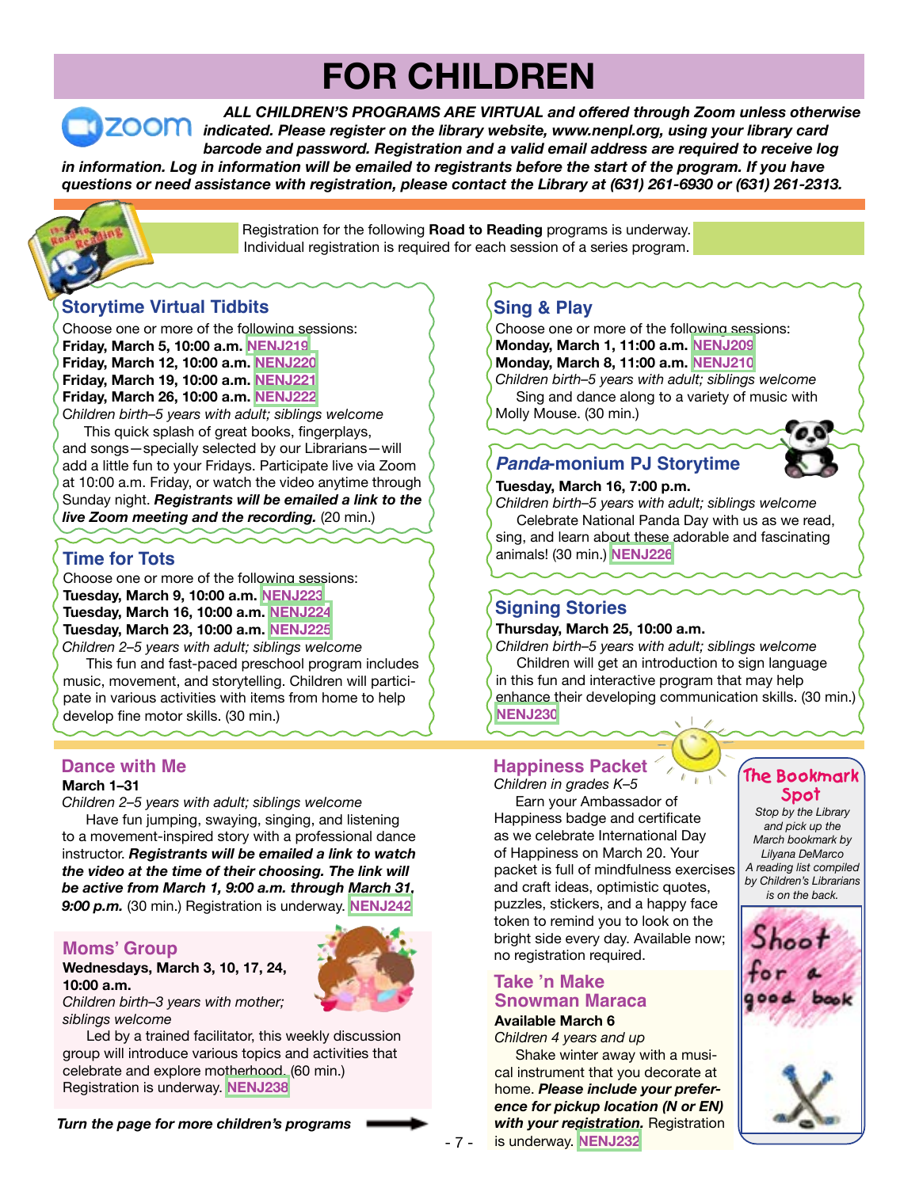# FOR CHILDREN

***ALL CHILDREN'S PROGRAMS ARE VIRTUAL and offered through Zoom unless otherwise indicated. Please register on the library website, www.nenpl.org, using your library card barcode and password. Registration and a valid email address are required to receive log in information. Log in information will be emailed to registrants before the start of the program. If you have questions or need assistance with registration, please contact the Library at (631) 261-6930 or (631) 261-2313.***

Registration for the following **Road to Reading** programs is underway. Individual registration is required for each session of a series program.

## Storytime Virtual Tidbits

Choose one or more of the following sessions:
**Friday, March 5, 10:00 a.m.** NENJ219
**Friday, March 12, 10:00 a.m.** NENJ220
**Friday, March 19, 10:00 a.m.** NENJ221
**Friday, March 26, 10:00 a.m.** NENJ222

*Children birth–5 years with adult; siblings welcome*

This quick splash of great books, fingerplays, and songs—specially selected by our Librarians—will add a little fun to your Fridays. Participate live via Zoom at 10:00 a.m. Friday, or watch the video anytime through Sunday night. ***Registrants will be emailed a link to the live Zoom meeting and the recording.*** (20 min.)

## Time for Tots

Choose one or more of the following sessions:
**Tuesday, March 9, 10:00 a.m.** NENJ223
**Tuesday, March 16, 10:00 a.m.** NENJ224
**Tuesday, March 23, 10:00 a.m.** NENJ225

*Children 2–5 years with adult; siblings welcome*

This fun and fast-paced preschool program includes music, movement, and storytelling. Children will participate in various activities with items from home to help develop fine motor skills. (30 min.)

## Sing & Play

Choose one or more of the following sessions:
**Monday, March 1, 11:00 a.m.** NENJ209
**Monday, March 8, 11:00 a.m.** NENJ210

*Children birth–5 years with adult; siblings welcome*

Sing and dance along to a variety of music with Molly Mouse. (30 min.)

## *Panda*-monium PJ Storytime

**Tuesday, March 16, 7:00 p.m.**

*Children birth–5 years with adult; siblings welcome*

Celebrate National Panda Day with us as we read, sing, and learn about these adorable and fascinating animals! (30 min.) NENJ226

## Signing Stories

**Thursday, March 25, 10:00 a.m.**

*Children birth–5 years with adult; siblings welcome*

Children will get an introduction to sign language in this fun and interactive program that may help enhance their developing communication skills. (30 min.) NENJ230

## Dance with Me

**March 1–31**

*Children 2–5 years with adult; siblings welcome*

Have fun jumping, swaying, singing, and listening to a movement-inspired story with a professional dance instructor. ***Registrants will be emailed a link to watch the video at the time of their choosing. The link will be active from March 1, 9:00 a.m. through March 31, 9:00 p.m.*** (30 min.) Registration is underway. NENJ242

## Moms' Group

**Wednesdays, March 3, 10, 17, 24, 10:00 a.m.**

*Children birth–3 years with mother; siblings welcome*

Led by a trained facilitator, this weekly discussion group will introduce various topics and activities that celebrate and explore motherhood. (60 min.) Registration is underway. NENJ238

***Turn the page for more children's programs***

## Happiness Packet

*Children in grades K–5*

Earn your Ambassador of Happiness badge and certificate as we celebrate International Day of Happiness on March 20. Your packet is full of mindfulness exercises and craft ideas, optimistic quotes, puzzles, stickers, and a happy face token to remind you to look on the bright side every day. Available now; no registration required.

## Take 'n Make Snowman Maraca

**Available March 6**

*Children 4 years and up*

Shake winter away with a musical instrument that you decorate at home. ***Please include your preference for pickup location (N or EN) with your registration.*** Registration is underway. NENJ232

## The Bookmark Spot

*Stop by the Library and pick up the March bookmark by Lilyana DeMarco*

*A reading list compiled by Children's Librarians is on the back.*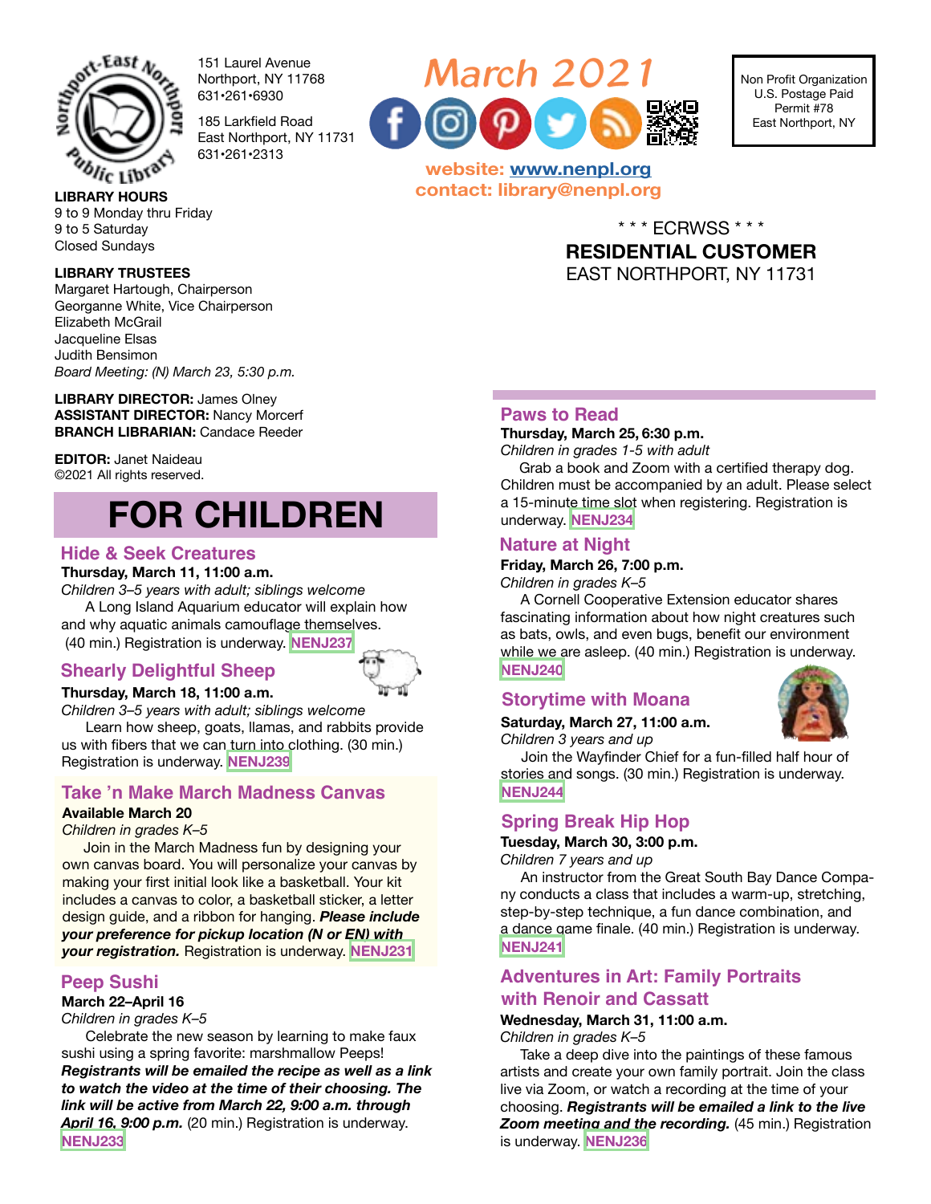151 Laurel Avenue
Northport, NY 11768
631•261•6930

185 Larkfield Road
East Northport, NY 11731
631•261•2313

# March 2021

**website: www.nenpl.org**
**contact: library@nenpl.org**

Non Profit Organization
U.S. Postage Paid
Permit #78
East Northport, NY

\* \* \* ECRWSS \* \* \*
**RESIDENTIAL CUSTOMER**
EAST NORTHPORT, NY 11731

**LIBRARY HOURS**
9 to 9 Monday thru Friday
9 to 5 Saturday
Closed Sundays

**LIBRARY TRUSTEES**
Margaret Hartough, Chairperson
Georganne White, Vice Chairperson
Elizabeth McGrail
Jacqueline Elsas
Judith Bensimon
*Board Meeting: (N) March 23, 5:30 p.m.*

**LIBRARY DIRECTOR:** James Olney
**ASSISTANT DIRECTOR:** Nancy Morcerf
**BRANCH LIBRARIAN:** Candace Reeder

**EDITOR:** Janet Naideau
©2021 All rights reserved.

# FOR CHILDREN

## Hide & Seek Creatures

**Thursday, March 11, 11:00 a.m.**
*Children 3–5 years with adult; siblings welcome*

A Long Island Aquarium educator will explain how and why aquatic animals camouflage themselves. (40 min.) Registration is underway. **NENJ237**

## Shearly Delightful Sheep

**Thursday, March 18, 11:00 a.m.**
*Children 3–5 years with adult; siblings welcome*

Learn how sheep, goats, llamas, and rabbits provide us with fibers that we can turn into clothing. (30 min.) Registration is underway. **NENJ239**

## Take 'n Make March Madness Canvas

**Available March 20**
*Children in grades K–5*

Join in the March Madness fun by designing your own canvas board. You will personalize your canvas by making your first initial look like a basketball. Your kit includes a canvas to color, a basketball sticker, a letter design guide, and a ribbon for hanging. ***Please include your preference for pickup location (N or EN) with your registration.*** Registration is underway. **NENJ231**

## Peep Sushi

**March 22–April 16**
*Children in grades K–5*

Celebrate the new season by learning to make faux sushi using a spring favorite: marshmallow Peeps! ***Registrants will be emailed the recipe as well as a link to watch the video at the time of their choosing. The link will be active from March 22, 9:00 a.m. through April 16, 9:00 p.m.*** (20 min.) Registration is underway. **NENJ233**

## Paws to Read

**Thursday, March 25, 6:30 p.m.**
*Children in grades 1-5 with adult*

Grab a book and Zoom with a certified therapy dog. Children must be accompanied by an adult. Please select a 15-minute time slot when registering. Registration is underway. **NENJ234**

## Nature at Night

**Friday, March 26, 7:00 p.m.**
*Children in grades K–5*

A Cornell Cooperative Extension educator shares fascinating information about how night creatures such as bats, owls, and even bugs, benefit our environment while we are asleep. (40 min.) Registration is underway. **NENJ240**

## Storytime with Moana

**Saturday, March 27, 11:00 a.m.**
*Children 3 years and up*

Join the Wayfinder Chief for a fun-filled half hour of stories and songs. (30 min.) Registration is underway. **NENJ244**

## Spring Break Hip Hop

**Tuesday, March 30, 3:00 p.m.**
*Children 7 years and up*

An instructor from the Great South Bay Dance Company conducts a class that includes a warm-up, stretching, step-by-step technique, a fun dance combination, and a dance game finale. (40 min.) Registration is underway. **NENJ241**

## Adventures in Art: Family Portraits with Renoir and Cassatt

**Wednesday, March 31, 11:00 a.m.**
*Children in grades K–5*

Take a deep dive into the paintings of these famous artists and create your own family portrait. Join the class live via Zoom, or watch a recording at the time of your choosing. ***Registrants will be emailed a link to the live Zoom meeting and the recording.*** (45 min.) Registration is underway. **NENJ236**